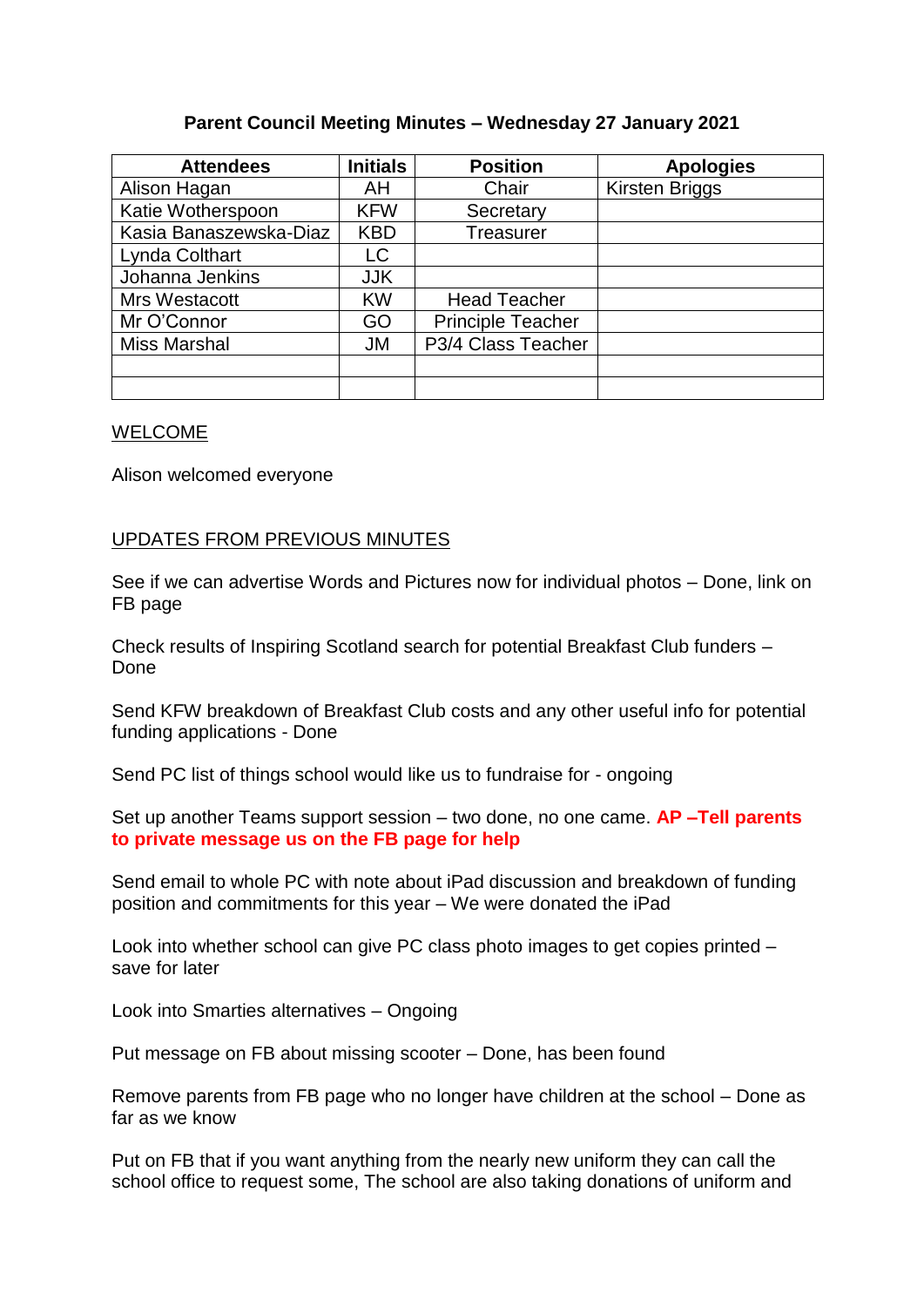**Parent Council Meeting Minutes – Wednesday 27 January 2021**

| Attendees | Initials | Position | Apologies |
|---|---|---|---|
| Alison Hagan | AH | Chair | Kirsten Briggs |
| Katie Wotherspoon | KFW | Secretary | |
| Kasia Banaszewska-Diaz | KBD | Treasurer | |
| Lynda Colthart | LC | | |
| Johanna Jenkins | JJK | | |
| Mrs Westacott | KW | Head Teacher | |
| Mr O'Connor | GO | Principle Teacher | |
| Miss Marshal | JM | P3/4 Class Teacher | |
| | | | |
| | | | |

WELCOME

Alison welcomed everyone

UPDATES FROM PREVIOUS MINUTES

See if we can advertise Words and Pictures now for individual photos – Done, link on FB page

Check results of Inspiring Scotland search for potential Breakfast Club funders – Done

Send KFW breakdown of Breakfast Club costs and any other useful info for potential funding applications - Done

Send PC list of things school would like us to fundraise for - ongoing

Set up another Teams support session – two done, no one came. **AP –Tell parents to private message us on the FB page for help**

Send email to whole PC with note about iPad discussion and breakdown of funding position and commitments for this year – We were donated the iPad

Look into whether school can give PC class photo images to get copies printed – save for later

Look into Smarties alternatives – Ongoing

Put message on FB about missing scooter – Done, has been found

Remove parents from FB page who no longer have children at the school – Done as far as we know

Put on FB that if you want anything from the nearly new uniform they can call the school office to request some, The school are also taking donations of uniform and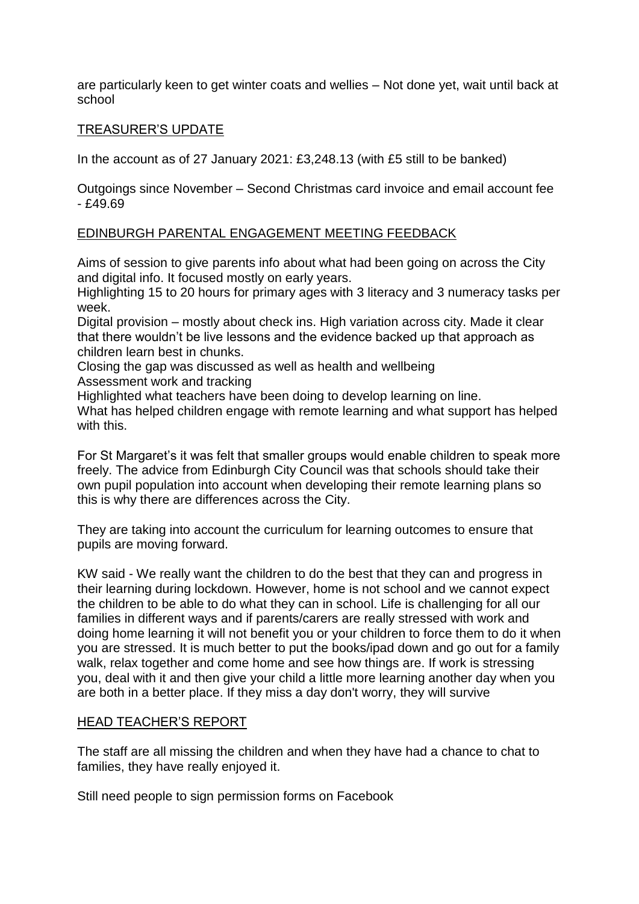are particularly keen to get winter coats and wellies – Not done yet, wait until back at school

## TREASURER'S UPDATE

In the account as of 27 January 2021: £3,248.13 (with £5 still to be banked)

Outgoings since November – Second Christmas card invoice and email account fee - £49.69

## EDINBURGH PARENTAL ENGAGEMENT MEETING FEEDBACK

Aims of session to give parents info about what had been going on across the City and digital info. It focused mostly on early years.
Highlighting 15 to 20 hours for primary ages with 3 literacy and 3 numeracy tasks per week.
Digital provision – mostly about check ins. High variation across city. Made it clear that there wouldn't be live lessons and the evidence backed up that approach as children learn best in chunks.
Closing the gap was discussed as well as health and wellbeing
Assessment work and tracking
Highlighted what teachers have been doing to develop learning on line.
What has helped children engage with remote learning and what support has helped with this.

For St Margaret's it was felt that smaller groups would enable children to speak more freely. The advice from Edinburgh City Council was that schools should take their own pupil population into account when developing their remote learning plans so this is why there are differences across the City.

They are taking into account the curriculum for learning outcomes to ensure that pupils are moving forward.

KW said - We really want the children to do the best that they can and progress in their learning during lockdown. However, home is not school and we cannot expect the children to be able to do what they can in school. Life is challenging for all our families in different ways and if parents/carers are really stressed with work and doing home learning it will not benefit you or your children to force them to do it when you are stressed. It is much better to put the books/ipad down and go out for a family walk, relax together and come home and see how things are. If work is stressing you, deal with it and then give your child a little more learning another day when you are both in a better place. If they miss a day don't worry, they will survive

## HEAD TEACHER'S REPORT

The staff are all missing the children and when they have had a chance to chat to families, they have really enjoyed it.

Still need people to sign permission forms on Facebook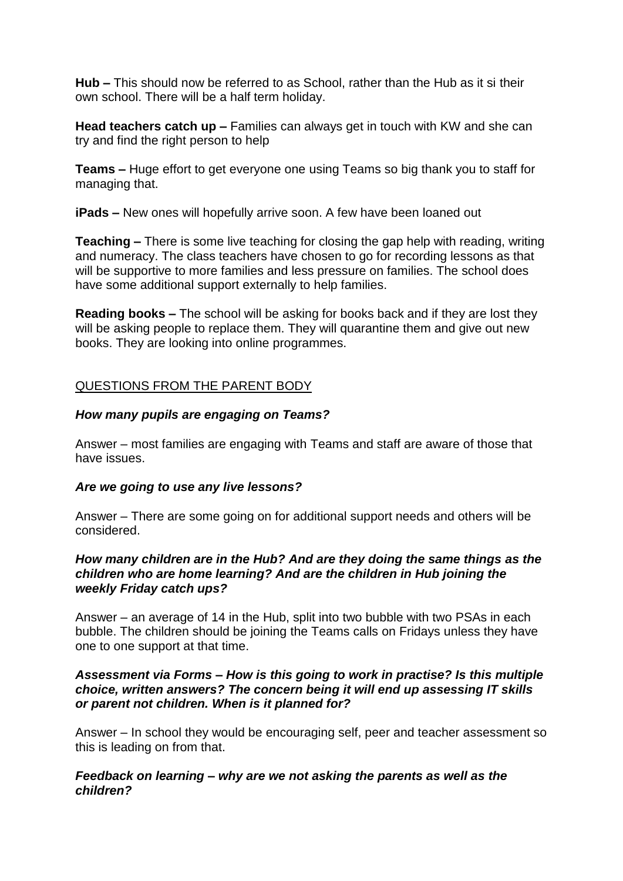**Hub –** This should now be referred to as School, rather than the Hub as it si their own school. There will be a half term holiday.

**Head teachers catch up –** Families can always get in touch with KW and she can try and find the right person to help

**Teams –** Huge effort to get everyone one using Teams so big thank you to staff for managing that.

**iPads –** New ones will hopefully arrive soon. A few have been loaned out

**Teaching –** There is some live teaching for closing the gap help with reading, writing and numeracy. The class teachers have chosen to go for recording lessons as that will be supportive to more families and less pressure on families. The school does have some additional support externally to help families.

**Reading books –** The school will be asking for books back and if they are lost they will be asking people to replace them. They will quarantine them and give out new books. They are looking into online programmes.

<u>QUESTIONS FROM THE PARENT BODY</u>

***How many pupils are engaging on Teams?***

Answer – most families are engaging with Teams and staff are aware of those that have issues.

***Are we going to use any live lessons?***

Answer – There are some going on for additional support needs and others will be considered.

***How many children are in the Hub? And are they doing the same things as the children who are home learning? And are the children in Hub joining the weekly Friday catch ups?***

Answer – an average of 14 in the Hub, split into two bubble with two PSAs in each bubble. The children should be joining the Teams calls on Fridays unless they have one to one support at that time.

***Assessment via Forms – How is this going to work in practise? Is this multiple choice, written answers? The concern being it will end up assessing IT skills or parent not children. When is it planned for?***

Answer – In school they would be encouraging self, peer and teacher assessment so this is leading on from that.

***Feedback on learning – why are we not asking the parents as well as the children?***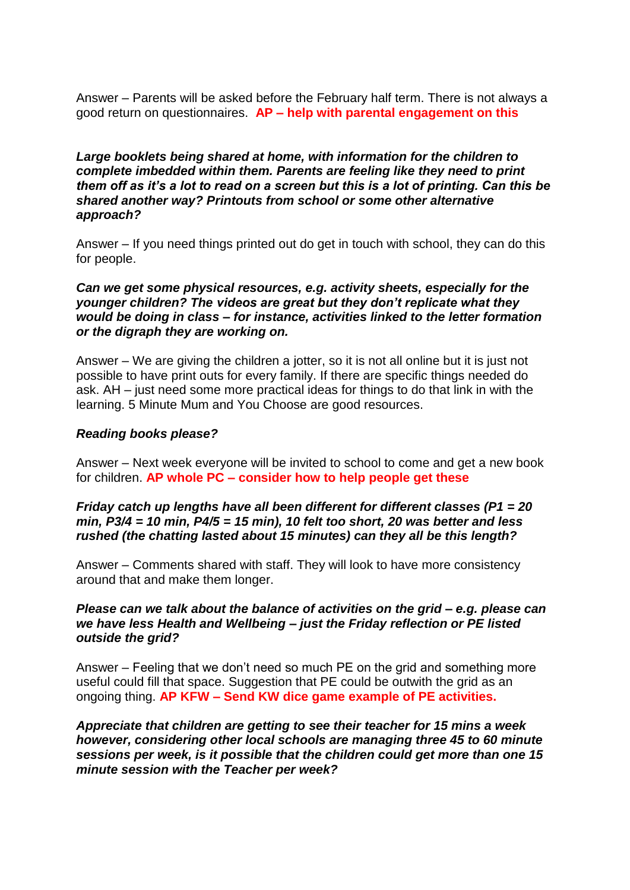Answer – Parents will be asked before the February half term. There is not always a good return on questionnaires. **AP – help with parental engagement on this**

***Large booklets being shared at home, with information for the children to complete imbedded within them. Parents are feeling like they need to print them off as it's a lot to read on a screen but this is a lot of printing. Can this be shared another way? Printouts from school or some other alternative approach?***

Answer – If you need things printed out do get in touch with school, they can do this for people.

***Can we get some physical resources, e.g. activity sheets, especially for the younger children? The videos are great but they don't replicate what they would be doing in class – for instance, activities linked to the letter formation or the digraph they are working on.***

Answer – We are giving the children a jotter, so it is not all online but it is just not possible to have print outs for every family. If there are specific things needed do ask. AH – just need some more practical ideas for things to do that link in with the learning. 5 Minute Mum and You Choose are good resources.

***Reading books please?***

Answer – Next week everyone will be invited to school to come and get a new book for children. **AP whole PC – consider how to help people get these**

***Friday catch up lengths have all been different for different classes (P1 = 20 min, P3/4 = 10 min, P4/5 = 15 min), 10 felt too short, 20 was better and less rushed (the chatting lasted about 15 minutes) can they all be this length?***

Answer – Comments shared with staff. They will look to have more consistency around that and make them longer.

***Please can we talk about the balance of activities on the grid – e.g. please can we have less Health and Wellbeing – just the Friday reflection or PE listed outside the grid?***

Answer – Feeling that we don't need so much PE on the grid and something more useful could fill that space. Suggestion that PE could be outwith the grid as an ongoing thing. **AP KFW – Send KW dice game example of PE activities.**

***Appreciate that children are getting to see their teacher for 15 mins a week however, considering other local schools are managing three 45 to 60 minute sessions per week, is it possible that the children could get more than one 15 minute session with the Teacher per week?***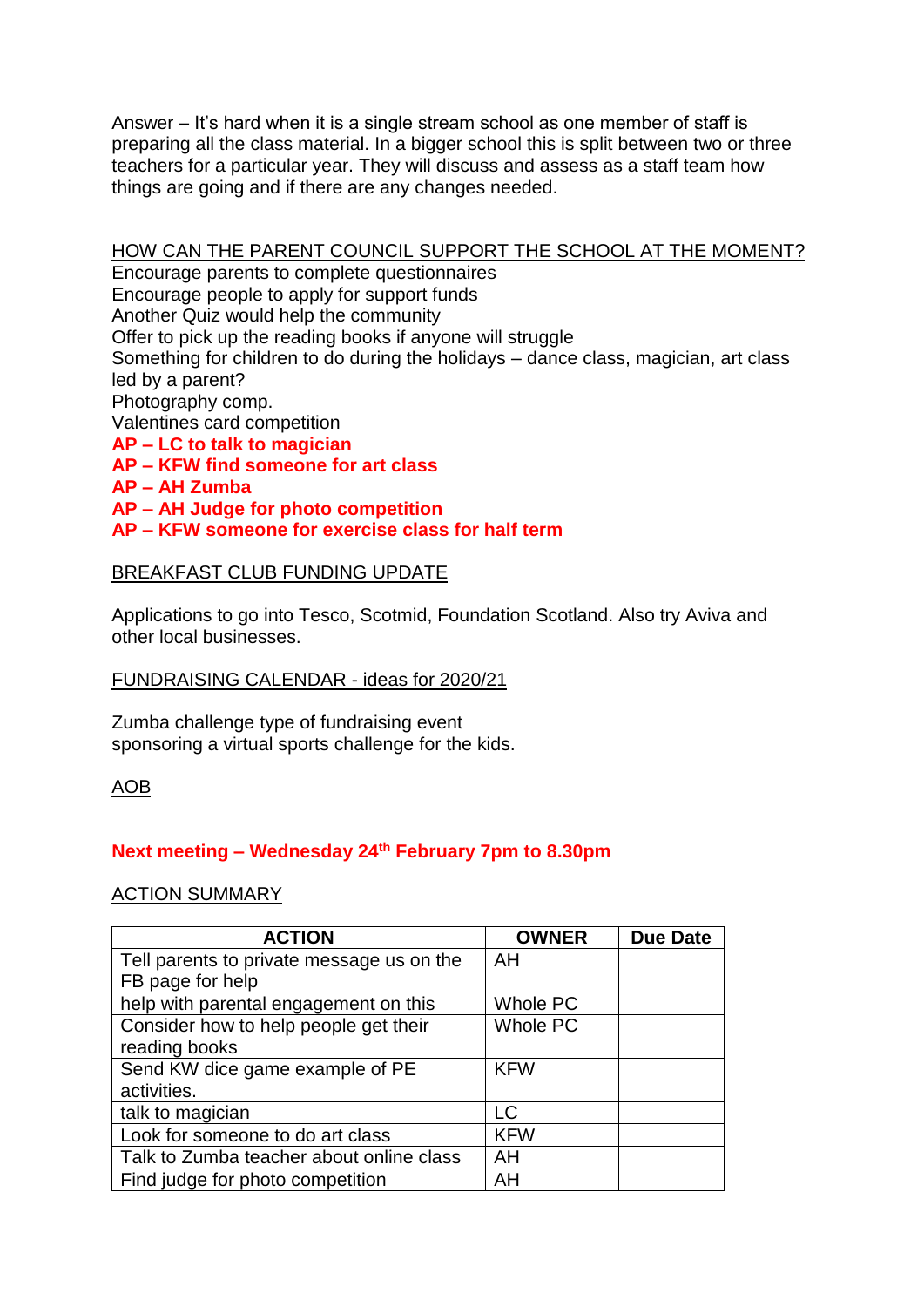Answer – It's hard when it is a single stream school as one member of staff is preparing all the class material. In a bigger school this is split between two or three teachers for a particular year. They will discuss and assess as a staff team how things are going and if there are any changes needed.

<u>HOW CAN THE PARENT COUNCIL SUPPORT THE SCHOOL AT THE MOMENT?</u>

Encourage parents to complete questionnaires
Encourage people to apply for support funds
Another Quiz would help the community
Offer to pick up the reading books if anyone will struggle
Something for children to do during the holidays – dance class, magician, art class led by a parent?
Photography comp.
Valentines card competition

**AP – LC to talk to magician**
**AP – KFW find someone for art class**
**AP – AH Zumba**
**AP – AH Judge for photo competition**
**AP – KFW someone for exercise class for half term**

<u>BREAKFAST CLUB FUNDING UPDATE</u>

Applications to go into Tesco, Scotmid, Foundation Scotland. Also try Aviva and other local businesses.

<u>FUNDRAISING CALENDAR - ideas for 2020/21</u>

Zumba challenge type of fundraising event
sponsoring a virtual sports challenge for the kids.

<u>AOB</u>

**Next meeting – Wednesday 24th February 7pm to 8.30pm**

<u>ACTION SUMMARY</u>

| ACTION | OWNER | Due Date |
|---|---|---|
| Tell parents to private message us on the FB page for help | AH | |
| help with parental engagement on this | Whole PC | |
| Consider how to help people get their reading books | Whole PC | |
| Send KW dice game example of PE activities. | KFW | |
| talk to magician | LC | |
| Look for someone to do art class | KFW | |
| Talk to Zumba teacher about online class | AH | |
| Find judge for photo competition | AH | |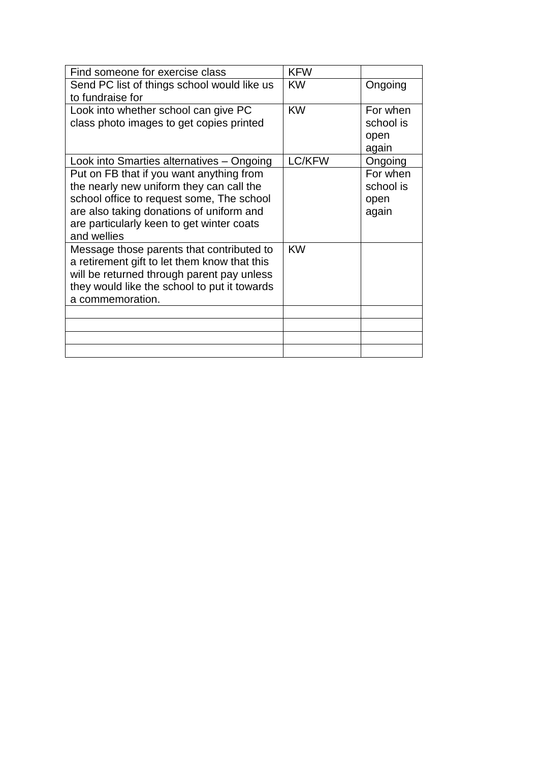| | | |
|---|---|---|
| Find someone for exercise class | KFW | |
| Send PC list of things school would like us to fundraise for | KW | Ongoing |
| Look into whether school can give PC class photo images to get copies printed | KW | For when school is open again |
| Look into Smarties alternatives – Ongoing | LC/KFW | Ongoing |
| Put on FB that if you want anything from the nearly new uniform they can call the school office to request some, The school are also taking donations of uniform and are particularly keen to get winter coats and wellies | | For when school is open again |
| Message those parents that contributed to a retirement gift to let them know that this will be returned through parent pay unless they would like the school to put it towards a commemoration. | KW | |
| | | |
| | | |
| | | |
| | | |